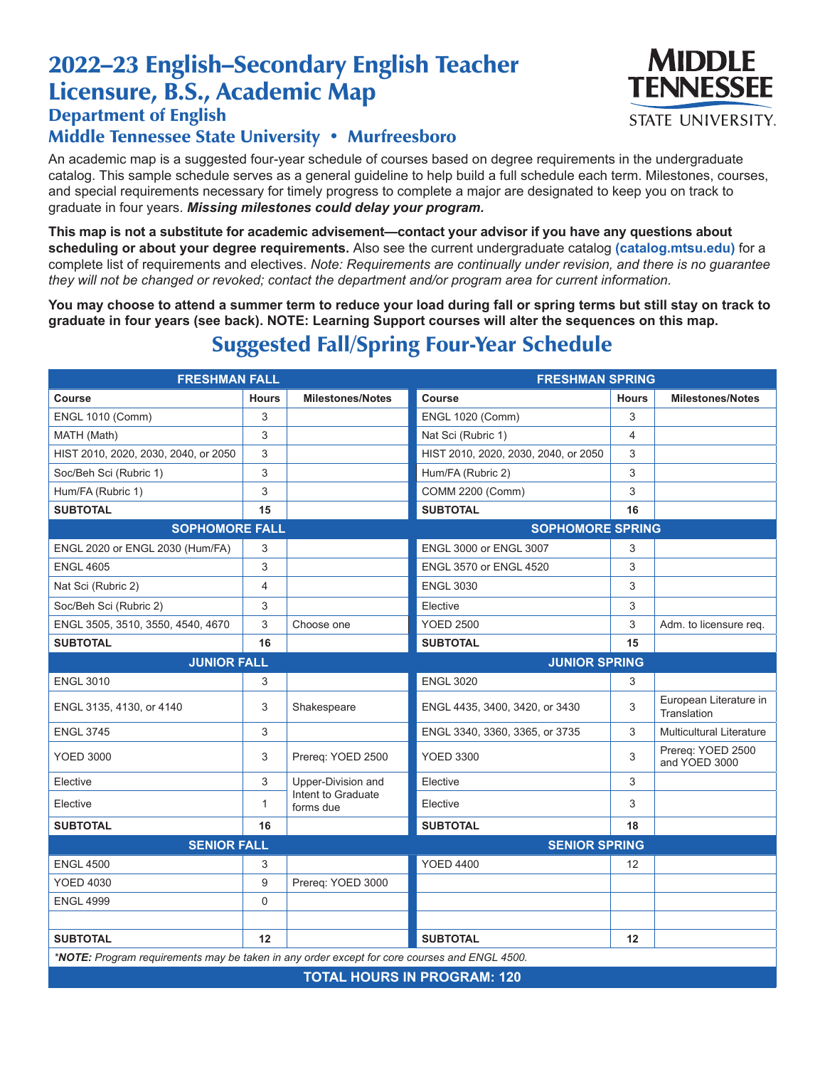# 2022–23 English–Secondary English Teacher Licensure, B.S., Academic Map

## Department of English

## Middle Tennessee State University • Murfreesboro

An academic map is a suggested four-year schedule of courses based on degree requirements in the undergraduate catalog. This sample schedule serves as a general guideline to help build a full schedule each term. Milestones, courses, and special requirements necessary for timely progress to complete a major are designated to keep you on track to graduate in four years. ***Missing milestones could delay your program.***

**This map is not a substitute for academic advisement—contact your advisor if you have any questions about scheduling or about your degree requirements.** Also see the current undergraduate catalog **(catalog.mtsu.edu)** for a complete list of requirements and electives. *Note: Requirements are continually under revision, and there is no guarantee they will not be changed or revoked; contact the department and/or program area for current information.*

**You may choose to attend a summer term to reduce your load during fall or spring terms but still stay on track to graduate in four years (see back). NOTE: Learning Support courses will alter the sequences on this map.**

## Suggested Fall/Spring Four-Year Schedule

| **FRESHMAN FALL** | | | **FRESHMAN SPRING** | | |
|---|---|---|---|---|---|
| **Course** | **Hours** | **Milestones/Notes** | **Course** | **Hours** | **Milestones/Notes** |
| ENGL 1010 (Comm) | 3 | | ENGL 1020 (Comm) | 3 | |
| MATH (Math) | 3 | | Nat Sci (Rubric 1) | 4 | |
| HIST 2010, 2020, 2030, 2040, or 2050 | 3 | | HIST 2010, 2020, 2030, 2040, or 2050 | 3 | |
| Soc/Beh Sci (Rubric 1) | 3 | | Hum/FA (Rubric 2) | 3 | |
| Hum/FA (Rubric 1) | 3 | | COMM 2200 (Comm) | 3 | |
| **SUBTOTAL** | **15** | | **SUBTOTAL** | **16** | |
| **SOPHOMORE FALL** | | | **SOPHOMORE SPRING** | | |
| ENGL 2020 or ENGL 2030 (Hum/FA) | 3 | | ENGL 3000 or ENGL 3007 | 3 | |
| ENGL 4605 | 3 | | ENGL 3570 or ENGL 4520 | 3 | |
| Nat Sci (Rubric 2) | 4 | | ENGL 3030 | 3 | |
| Soc/Beh Sci (Rubric 2) | 3 | | Elective | 3 | |
| ENGL 3505, 3510, 3550, 4540, 4670 | 3 | Choose one | YOED 2500 | 3 | Adm. to licensure req. |
| **SUBTOTAL** | **16** | | **SUBTOTAL** | **15** | |
| **JUNIOR FALL** | | | **JUNIOR SPRING** | | |
| ENGL 3010 | 3 | | ENGL 3020 | 3 | |
| ENGL 3135, 4130, or 4140 | 3 | Shakespeare | ENGL 4435, 3400, 3420, or 3430 | 3 | European Literature in Translation |
| ENGL 3745 | 3 | | ENGL 3340, 3360, 3365, or 3735 | 3 | Multicultural Literature |
| YOED 3000 | 3 | Prereq: YOED 2500 | YOED 3300 | 3 | Prereq: YOED 2500 and YOED 3000 |
| Elective | 3 | Upper-Division and Intent to Graduate forms due | Elective | 3 | |
| Elective | 1 | | Elective | 3 | |
| **SUBTOTAL** | **16** | | **SUBTOTAL** | **18** | |
| **SENIOR FALL** | | | **SENIOR SPRING** | | |
| ENGL 4500 | 3 | | YOED 4400 | 12 | |
| YOED 4030 | 9 | Prereq: YOED 3000 | | | |
| ENGL 4999 | 0 | | | | |
| | | | | | |
| **SUBTOTAL** | **12** | | **SUBTOTAL** | **12** | |

****NOTE:** Program requirements may be taken in any order except for core courses and ENGL 4500.*

**TOTAL HOURS IN PROGRAM: 120**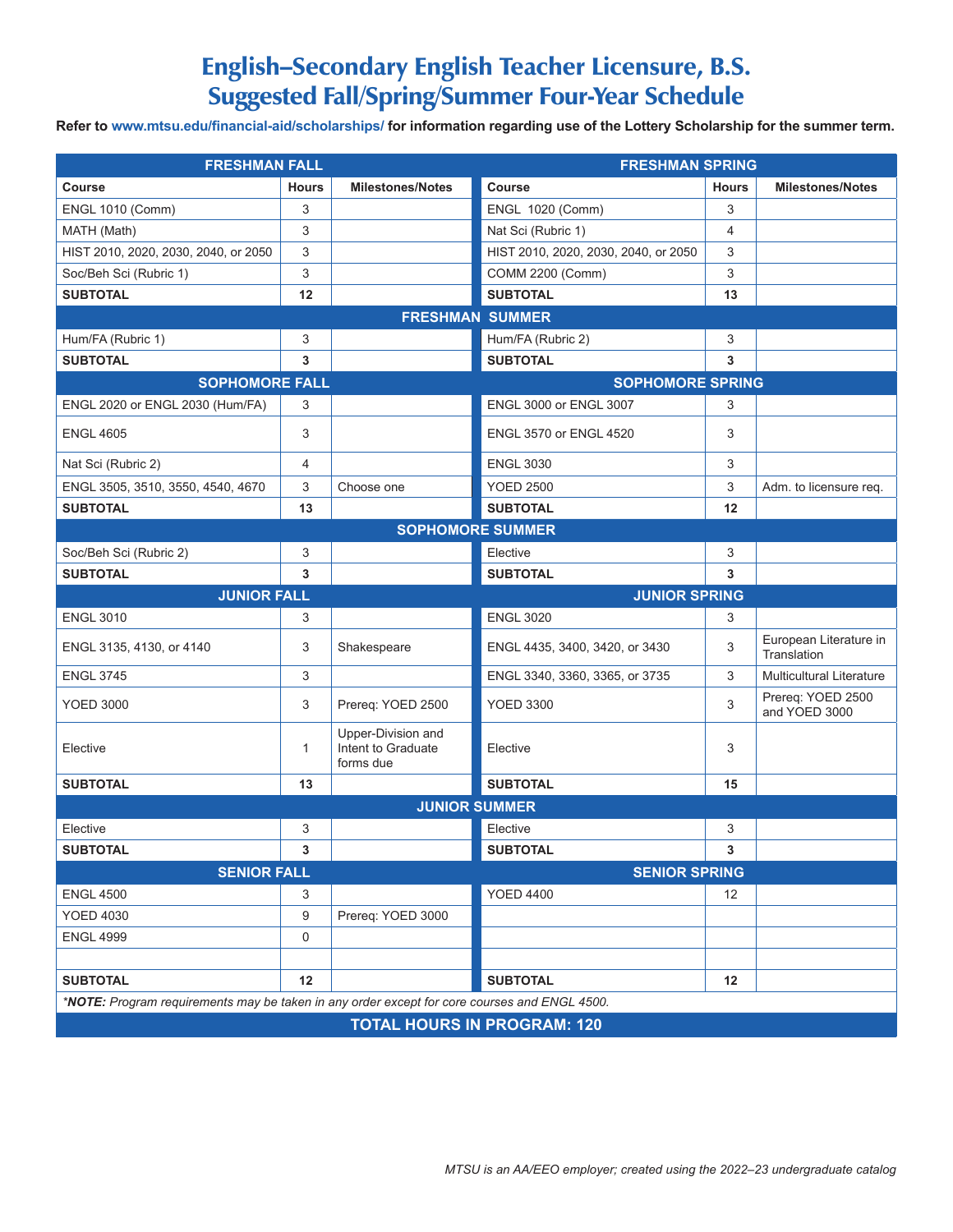# English–Secondary English Teacher Licensure, B.S.
# Suggested Fall/Spring/Summer Four-Year Schedule

**Refer to www.mtsu.edu/financial-aid/scholarships/ for information regarding use of the Lottery Scholarship for the summer term.**

| FRESHMAN FALL | | | FRESHMAN SPRING | | |
|---|---|---|---|---|---|
| **Course** | **Hours** | **Milestones/Notes** | **Course** | **Hours** | **Milestones/Notes** |
| ENGL 1010 (Comm) | 3 | | ENGL 1020 (Comm) | 3 | |
| MATH (Math) | 3 | | Nat Sci (Rubric 1) | 4 | |
| HIST 2010, 2020, 2030, 2040, or 2050 | 3 | | HIST 2010, 2020, 2030, 2040, or 2050 | 3 | |
| Soc/Beh Sci (Rubric 1) | 3 | | COMM 2200 (Comm) | 3 | |
| **SUBTOTAL** | **12** | | **SUBTOTAL** | **13** | |
| **FRESHMAN SUMMER** | | | | | |
| Hum/FA (Rubric 1) | 3 | | Hum/FA (Rubric 2) | 3 | |
| **SUBTOTAL** | **3** | | **SUBTOTAL** | **3** | |
| **SOPHOMORE FALL** | | | **SOPHOMORE SPRING** | | |
| ENGL 2020 or ENGL 2030 (Hum/FA) | 3 | | ENGL 3000 or ENGL 3007 | 3 | |
| ENGL 4605 | 3 | | ENGL 3570 or ENGL 4520 | 3 | |
| Nat Sci (Rubric 2) | 4 | | ENGL 3030 | 3 | |
| ENGL 3505, 3510, 3550, 4540, 4670 | 3 | Choose one | YOED 2500 | 3 | Adm. to licensure req. |
| **SUBTOTAL** | **13** | | **SUBTOTAL** | **12** | |
| **SOPHOMORE SUMMER** | | | | | |
| Soc/Beh Sci (Rubric 2) | 3 | | Elective | 3 | |
| **SUBTOTAL** | **3** | | **SUBTOTAL** | **3** | |
| **JUNIOR FALL** | | | **JUNIOR SPRING** | | |
| ENGL 3010 | 3 | | ENGL 3020 | 3 | |
| ENGL 3135, 4130, or 4140 | 3 | Shakespeare | ENGL 4435, 3400, 3420, or 3430 | 3 | European Literature in Translation |
| ENGL 3745 | 3 | | ENGL 3340, 3360, 3365, or 3735 | 3 | Multicultural Literature |
| YOED 3000 | 3 | Prereq: YOED 2500 | YOED 3300 | 3 | Prereq: YOED 2500 and YOED 3000 |
| Elective | 1 | Upper-Division and Intent to Graduate forms due | Elective | 3 | |
| **SUBTOTAL** | **13** | | **SUBTOTAL** | **15** | |
| **JUNIOR SUMMER** | | | | | |
| Elective | 3 | | Elective | 3 | |
| **SUBTOTAL** | **3** | | **SUBTOTAL** | **3** | |
| **SENIOR FALL** | | | **SENIOR SPRING** | | |
| ENGL 4500 | 3 | | YOED 4400 | 12 | |
| YOED 4030 | 9 | Prereq: YOED 3000 | | | |
| ENGL 4999 | 0 | | | | |
| | | | | | |
| **SUBTOTAL** | **12** | | **SUBTOTAL** | **12** | |

***NOTE:** *Program requirements may be taken in any order except for core courses and ENGL 4500.*

**TOTAL HOURS IN PROGRAM: 120**

*MTSU is an AA/EEO employer; created using the 2022–23 undergraduate catalog*